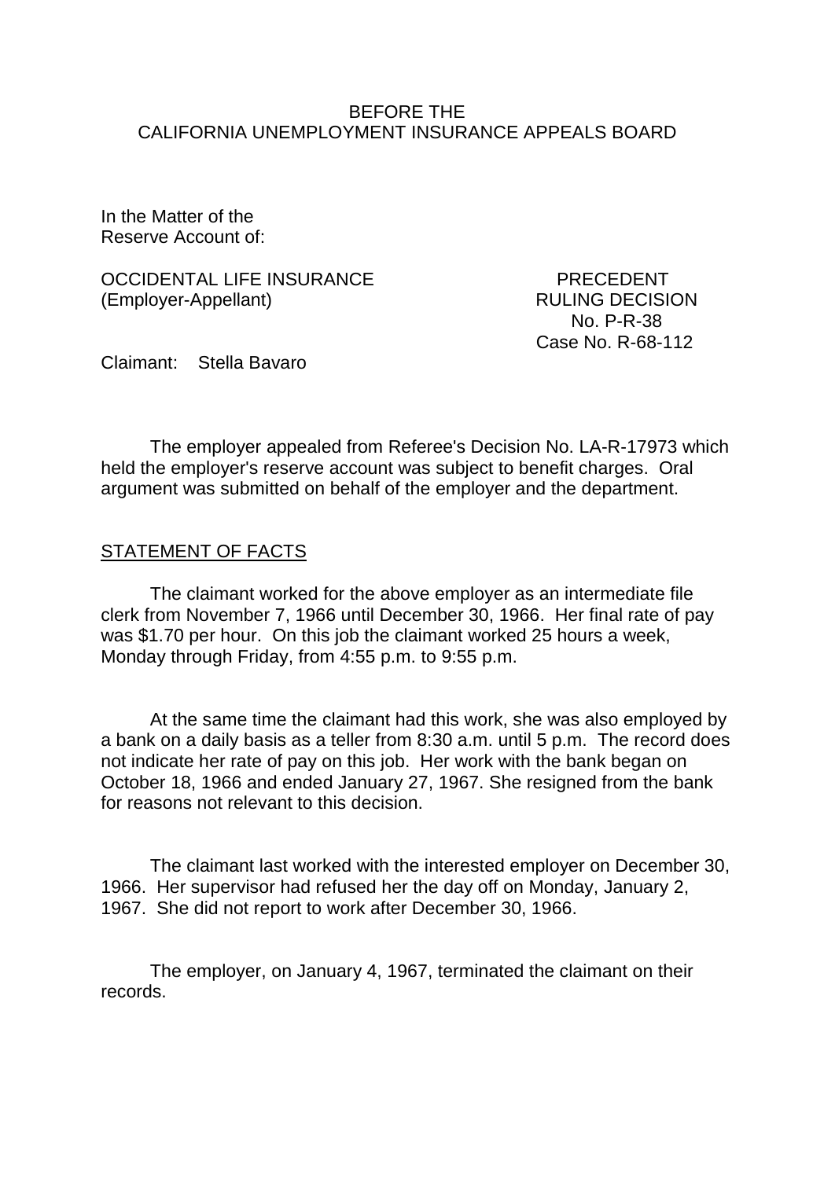BEFORE THE
CALIFORNIA UNEMPLOYMENT INSURANCE APPEALS BOARD

In the Matter of the
Reserve Account of:

OCCIDENTAL LIFE INSURANCE
(Employer-Appellant)

PRECEDENT
RULING DECISION
No. P-R-38
Case No. R-68-112

Claimant: Stella Bavaro

The employer appealed from Referee's Decision No. LA-R-17973 which held the employer's reserve account was subject to benefit charges. Oral argument was submitted on behalf of the employer and the department.

## STATEMENT OF FACTS

The claimant worked for the above employer as an intermediate file clerk from November 7, 1966 until December 30, 1966. Her final rate of pay was $1.70 per hour. On this job the claimant worked 25 hours a week, Monday through Friday, from 4:55 p.m. to 9:55 p.m.

At the same time the claimant had this work, she was also employed by a bank on a daily basis as a teller from 8:30 a.m. until 5 p.m. The record does not indicate her rate of pay on this job. Her work with the bank began on October 18, 1966 and ended January 27, 1967. She resigned from the bank for reasons not relevant to this decision.

The claimant last worked with the interested employer on December 30, 1966. Her supervisor had refused her the day off on Monday, January 2, 1967. She did not report to work after December 30, 1966.

The employer, on January 4, 1967, terminated the claimant on their records.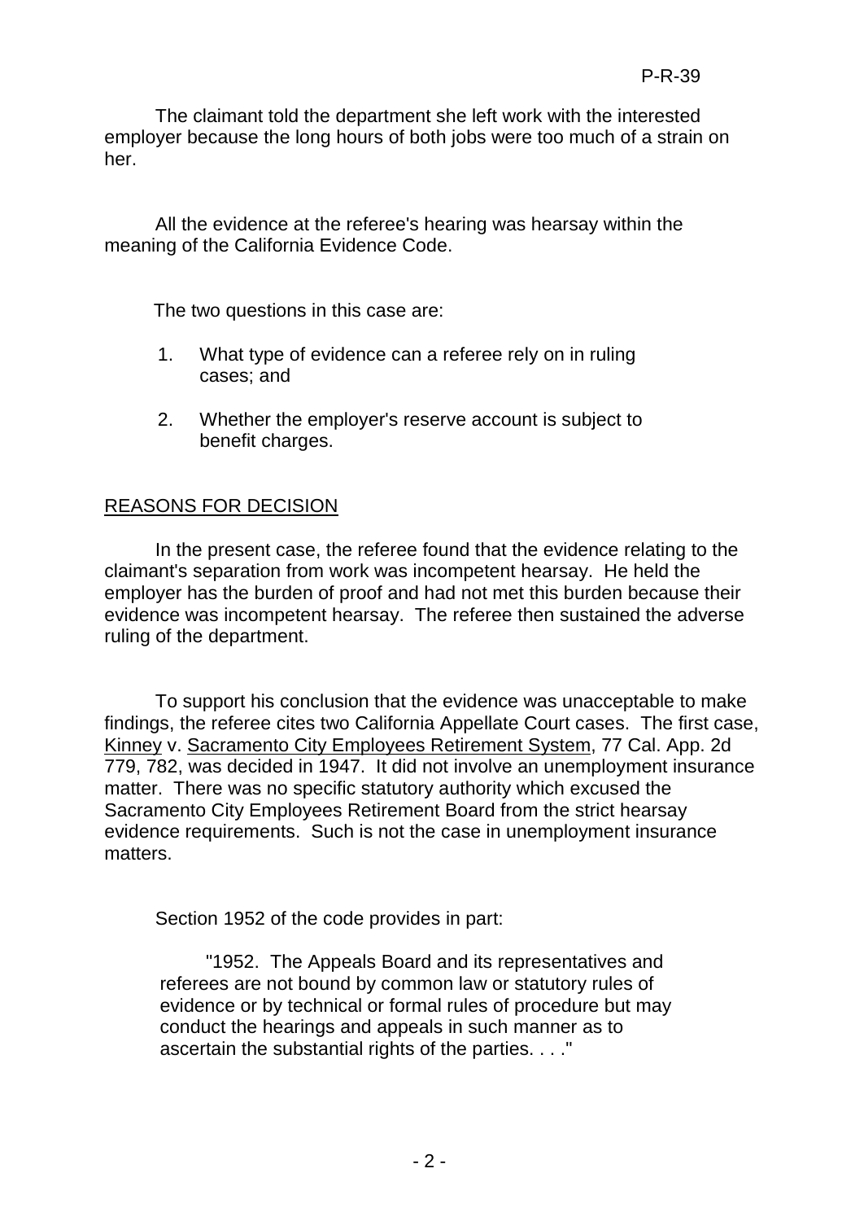The claimant told the department she left work with the interested employer because the long hours of both jobs were too much of a strain on her.

All the evidence at the referee's hearing was hearsay within the meaning of the California Evidence Code.

The two questions in this case are:

1. What type of evidence can a referee rely on in ruling cases; and
2. Whether the employer's reserve account is subject to benefit charges.

## REASONS FOR DECISION

In the present case, the referee found that the evidence relating to the claimant's separation from work was incompetent hearsay. He held the employer has the burden of proof and had not met this burden because their evidence was incompetent hearsay. The referee then sustained the adverse ruling of the department.

To support his conclusion that the evidence was unacceptable to make findings, the referee cites two California Appellate Court cases. The first case, Kinney v. Sacramento City Employees Retirement System, 77 Cal. App. 2d 779, 782, was decided in 1947. It did not involve an unemployment insurance matter. There was no specific statutory authority which excused the Sacramento City Employees Retirement Board from the strict hearsay evidence requirements. Such is not the case in unemployment insurance matters.

Section 1952 of the code provides in part:

> "1952. The Appeals Board and its representatives and referees are not bound by common law or statutory rules of evidence or by technical or formal rules of procedure but may conduct the hearings and appeals in such manner as to ascertain the substantial rights of the parties. . . ."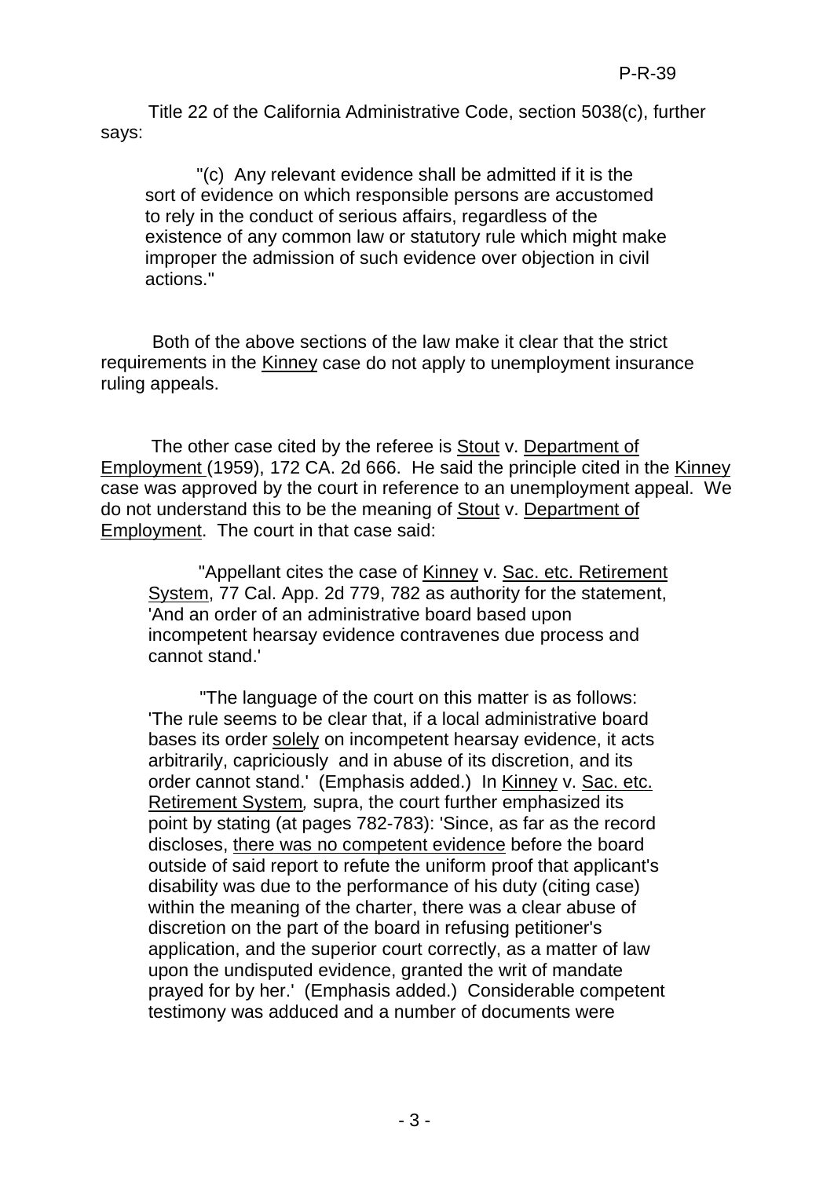Title 22 of the California Administrative Code, section 5038(c), further says:

> "(c) Any relevant evidence shall be admitted if it is the sort of evidence on which responsible persons are accustomed to rely in the conduct of serious affairs, regardless of the existence of any common law or statutory rule which might make improper the admission of such evidence over objection in civil actions."

Both of the above sections of the law make it clear that the strict requirements in the Kinney case do not apply to unemployment insurance ruling appeals.

The other case cited by the referee is Stout v. Department of Employment (1959), 172 CA. 2d 666. He said the principle cited in the Kinney case was approved by the court in reference to an unemployment appeal. We do not understand this to be the meaning of Stout v. Department of Employment. The court in that case said:

> "Appellant cites the case of Kinney v. Sac. etc. Retirement System, 77 Cal. App. 2d 779, 782 as authority for the statement, 'And an order of an administrative board based upon incompetent hearsay evidence contravenes due process and cannot stand.'
>
> "The language of the court on this matter is as follows: 'The rule seems to be clear that, if a local administrative board bases its order solely on incompetent hearsay evidence, it acts arbitrarily, capriciously and in abuse of its discretion, and its order cannot stand.' (Emphasis added.) In Kinney v. Sac. etc. Retirement System, supra, the court further emphasized its point by stating (at pages 782-783): 'Since, as far as the record discloses, there was no competent evidence before the board outside of said report to refute the uniform proof that applicant's disability was due to the performance of his duty (citing case) within the meaning of the charter, there was a clear abuse of discretion on the part of the board in refusing petitioner's application, and the superior court correctly, as a matter of law upon the undisputed evidence, granted the writ of mandate prayed for by her.' (Emphasis added.) Considerable competent testimony was adduced and a number of documents were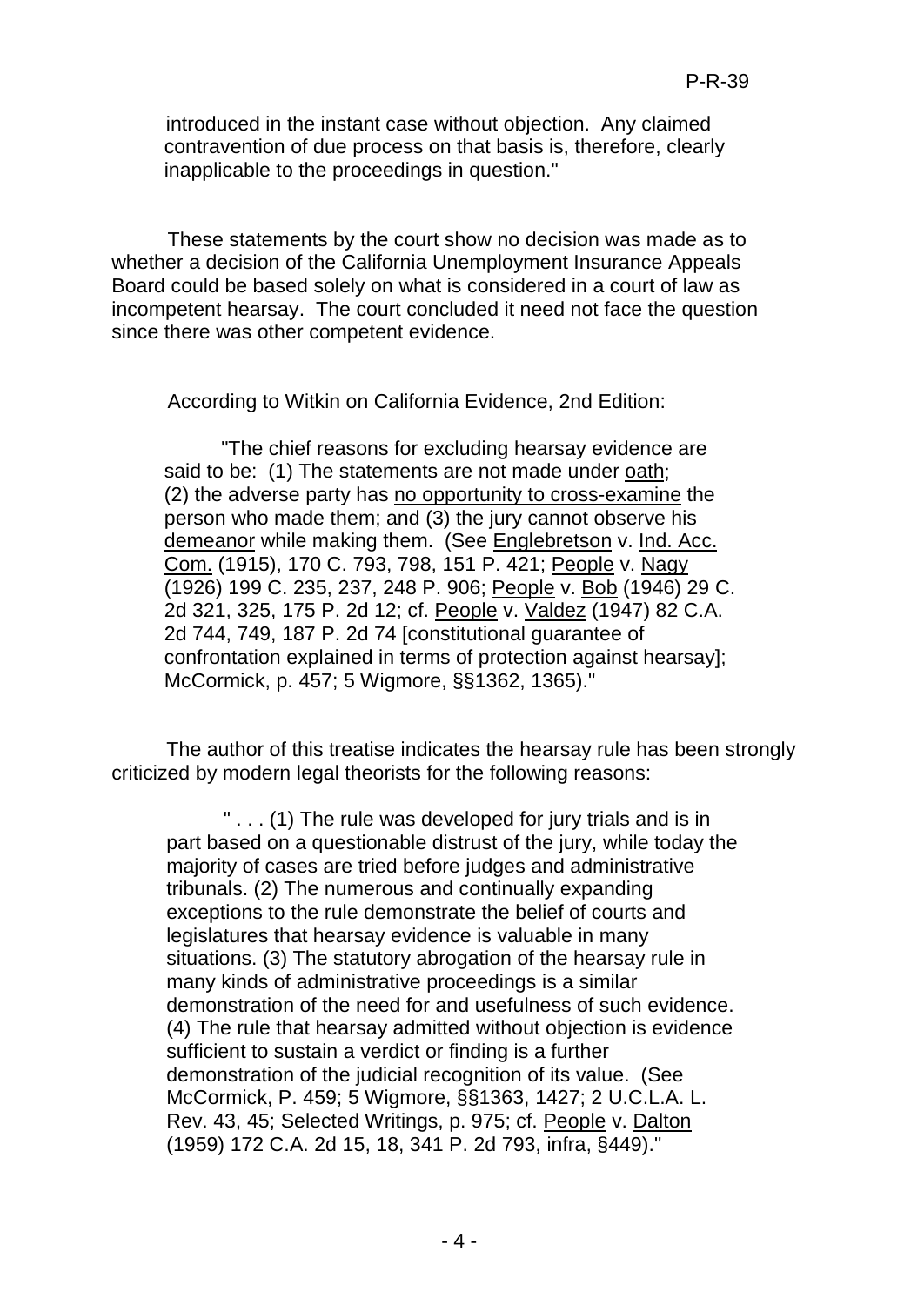introduced in the instant case without objection. Any claimed contravention of due process on that basis is, therefore, clearly inapplicable to the proceedings in question."

These statements by the court show no decision was made as to whether a decision of the California Unemployment Insurance Appeals Board could be based solely on what is considered in a court of law as incompetent hearsay. The court concluded it need not face the question since there was other competent evidence.

According to Witkin on California Evidence, 2nd Edition:

> "The chief reasons for excluding hearsay evidence are said to be: (1) The statements are not made under oath; (2) the adverse party has no opportunity to cross-examine the person who made them; and (3) the jury cannot observe his demeanor while making them. (See Englebretson v. Ind. Acc. Com. (1915), 170 C. 793, 798, 151 P. 421; People v. Nagy (1926) 199 C. 235, 237, 248 P. 906; People v. Bob (1946) 29 C. 2d 321, 325, 175 P. 2d 12; cf. People v. Valdez (1947) 82 C.A. 2d 744, 749, 187 P. 2d 74 [constitutional guarantee of confrontation explained in terms of protection against hearsay]; McCormick, p. 457; 5 Wigmore, §§1362, 1365)."

The author of this treatise indicates the hearsay rule has been strongly criticized by modern legal theorists for the following reasons:

> " . . . (1) The rule was developed for jury trials and is in part based on a questionable distrust of the jury, while today the majority of cases are tried before judges and administrative tribunals. (2) The numerous and continually expanding exceptions to the rule demonstrate the belief of courts and legislatures that hearsay evidence is valuable in many situations. (3) The statutory abrogation of the hearsay rule in many kinds of administrative proceedings is a similar demonstration of the need for and usefulness of such evidence. (4) The rule that hearsay admitted without objection is evidence sufficient to sustain a verdict or finding is a further demonstration of the judicial recognition of its value. (See McCormick, P. 459; 5 Wigmore, §§1363, 1427; 2 U.C.L.A. L. Rev. 43, 45; Selected Writings, p. 975; cf. People v. Dalton (1959) 172 C.A. 2d 15, 18, 341 P. 2d 793, infra, §449)."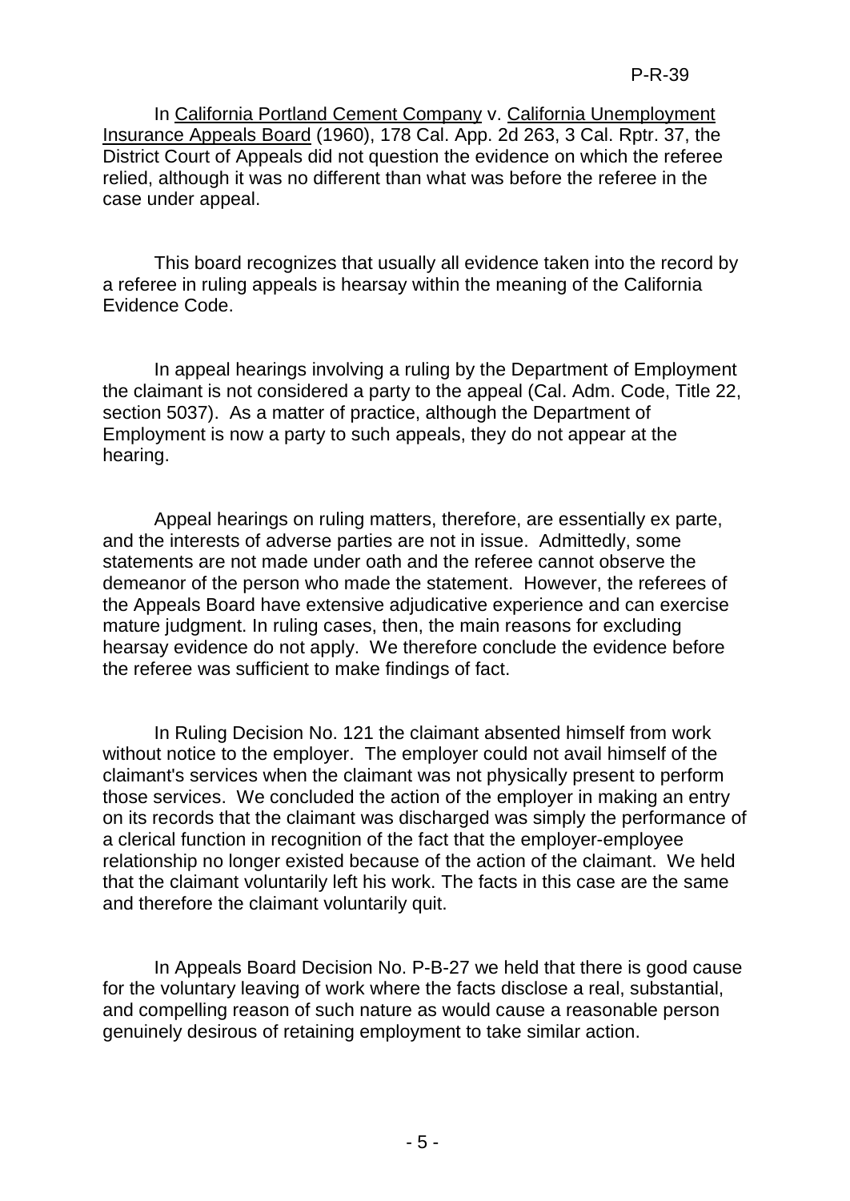In California Portland Cement Company v. California Unemployment Insurance Appeals Board (1960), 178 Cal. App. 2d 263, 3 Cal. Rptr. 37, the District Court of Appeals did not question the evidence on which the referee relied, although it was no different than what was before the referee in the case under appeal.

This board recognizes that usually all evidence taken into the record by a referee in ruling appeals is hearsay within the meaning of the California Evidence Code.

In appeal hearings involving a ruling by the Department of Employment the claimant is not considered a party to the appeal (Cal. Adm. Code, Title 22, section 5037). As a matter of practice, although the Department of Employment is now a party to such appeals, they do not appear at the hearing.

Appeal hearings on ruling matters, therefore, are essentially ex parte, and the interests of adverse parties are not in issue. Admittedly, some statements are not made under oath and the referee cannot observe the demeanor of the person who made the statement. However, the referees of the Appeals Board have extensive adjudicative experience and can exercise mature judgment. In ruling cases, then, the main reasons for excluding hearsay evidence do not apply. We therefore conclude the evidence before the referee was sufficient to make findings of fact.

In Ruling Decision No. 121 the claimant absented himself from work without notice to the employer. The employer could not avail himself of the claimant's services when the claimant was not physically present to perform those services. We concluded the action of the employer in making an entry on its records that the claimant was discharged was simply the performance of a clerical function in recognition of the fact that the employer-employee relationship no longer existed because of the action of the claimant. We held that the claimant voluntarily left his work. The facts in this case are the same and therefore the claimant voluntarily quit.

In Appeals Board Decision No. P-B-27 we held that there is good cause for the voluntary leaving of work where the facts disclose a real, substantial, and compelling reason of such nature as would cause a reasonable person genuinely desirous of retaining employment to take similar action.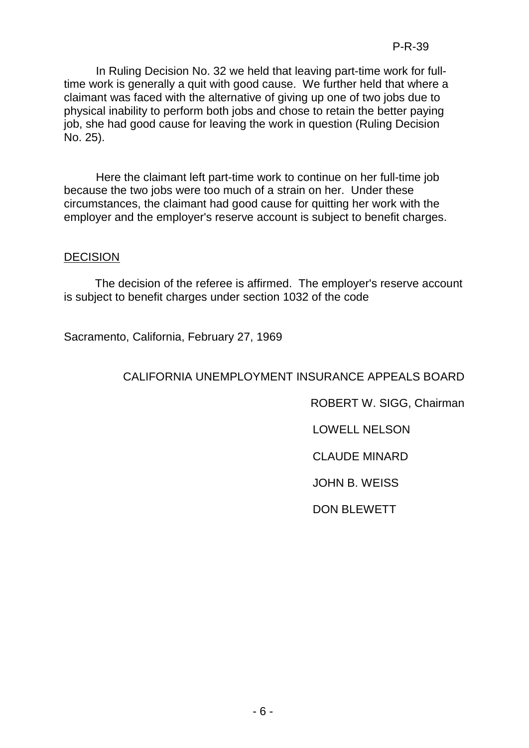In Ruling Decision No. 32 we held that leaving part-time work for full-time work is generally a quit with good cause. We further held that where a claimant was faced with the alternative of giving up one of two jobs due to physical inability to perform both jobs and chose to retain the better paying job, she had good cause for leaving the work in question (Ruling Decision No. 25).

Here the claimant left part-time work to continue on her full-time job because the two jobs were too much of a strain on her. Under these circumstances, the claimant had good cause for quitting her work with the employer and the employer's reserve account is subject to benefit charges.

DECISION

The decision of the referee is affirmed. The employer's reserve account is subject to benefit charges under section 1032 of the code

Sacramento, California, February 27, 1969

CALIFORNIA UNEMPLOYMENT INSURANCE APPEALS BOARD

ROBERT W. SIGG, Chairman

LOWELL NELSON

CLAUDE MINARD

JOHN B. WEISS

DON BLEWETT